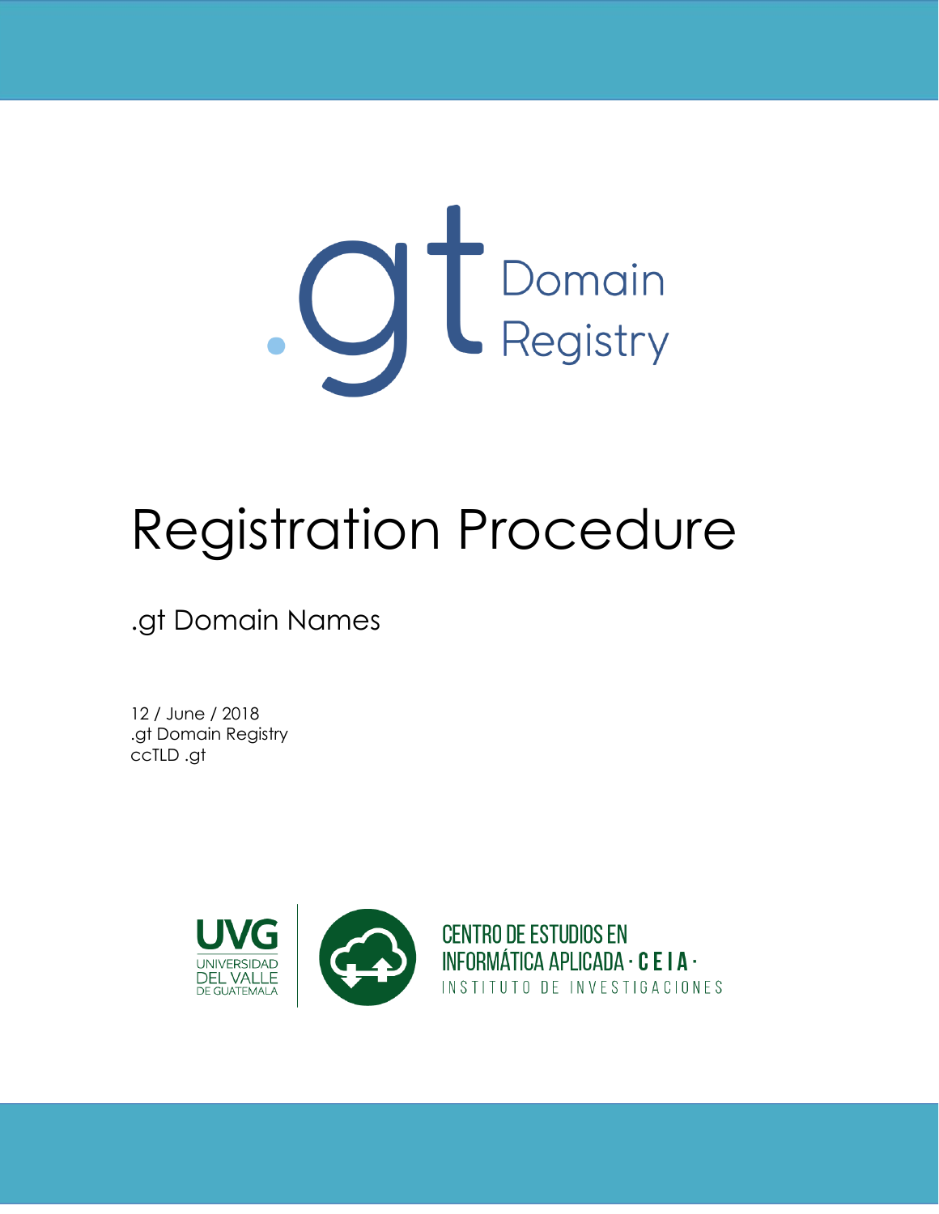.gt Domain Registry

# Registration Procedure

.gt Domain Names

12 / June / 2018
.gt Domain Registry
ccTLD .gt

UVG UNIVERSIDAD DEL VALLE DE GUATEMALA

CENTRO DE ESTUDIOS EN INFORMÁTICA APLICADA · CEIA ·
INSTITUTO DE INVESTIGACIONES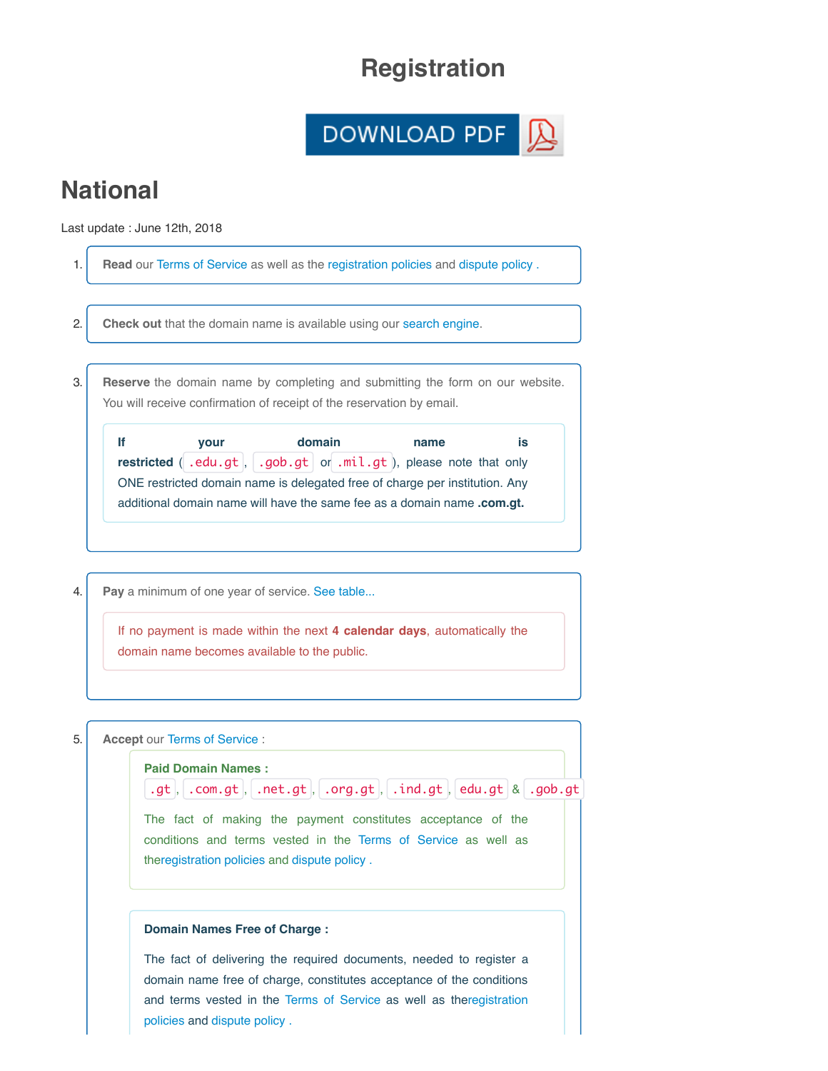# Registration

DOWNLOAD PDF

## National

Last update : June 12th, 2018

1. **Read** our Terms of Service as well as the registration policies and dispute policy .

2. **Check out** that the domain name is available using our search engine.

3. **Reserve** the domain name by completing and submitting the form on our website. You will receive confirmation of receipt of the reservation by email.

   **If your domain name is restricted** ( `.edu.gt` , `.gob.gt` or `.mil.gt` ), please note that only ONE restricted domain name is delegated free of charge per institution. Any additional domain name will have the same fee as a domain name **.com.gt.**

4. **Pay** a minimum of one year of service. See table...

   If no payment is made within the next **4 calendar days**, automatically the domain name becomes available to the public.

5. **Accept** our Terms of Service :

   **Paid Domain Names :**
   `.gt` , `.com.gt` , `.net.gt` , `.org.gt` , `.ind.gt` , `edu.gt` & `.gob.gt`

   The fact of making the payment constitutes acceptance of the conditions and terms vested in the Terms of Service as well as theregistration policies and dispute policy .

   **Domain Names Free of Charge :**

   The fact of delivering the required documents, needed to register a domain name free of charge, constitutes acceptance of the conditions and terms vested in the Terms of Service as well as theregistration policies and dispute policy .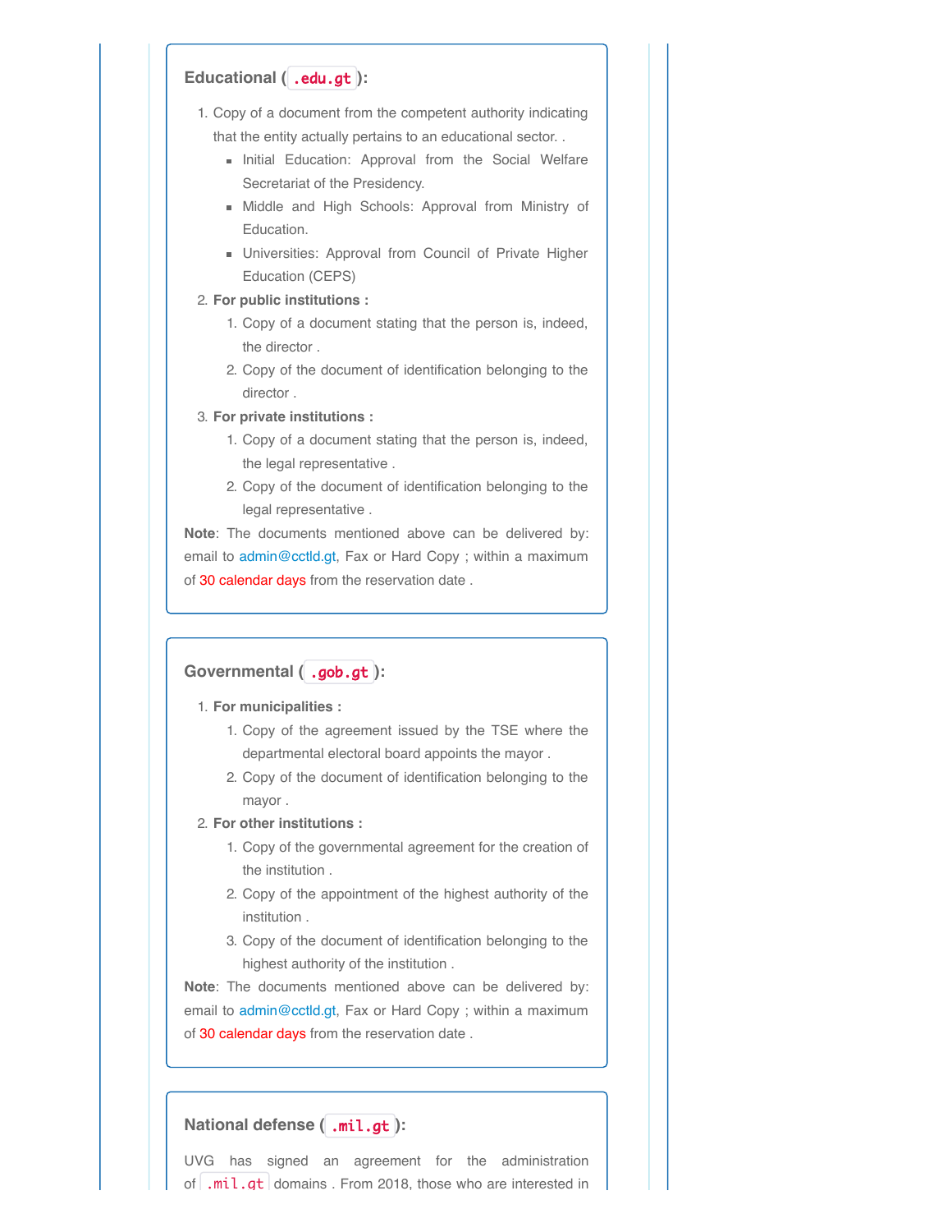### Educational (`.edu.gt`):

1. Copy of a document from the competent authority indicating that the entity actually pertains to an educational sector. .
   - Initial Education: Approval from the Social Welfare Secretariat of the Presidency.
   - Middle and High Schools: Approval from Ministry of Education.
   - Universities: Approval from Council of Private Higher Education (CEPS)
2. **For public institutions :**
   1. Copy of a document stating that the person is, indeed, the director .
   2. Copy of the document of identification belonging to the director .
3. **For private institutions :**
   1. Copy of a document stating that the person is, indeed, the legal representative .
   2. Copy of the document of identification belonging to the legal representative .

**Note**: The documents mentioned above can be delivered by: email to admin@cctld.gt, Fax or Hard Copy ; within a maximum of 30 calendar days from the reservation date .

### Governmental (`.gob.gt`):

1. **For municipalities :**
   1. Copy of the agreement issued by the TSE where the departmental electoral board appoints the mayor .
   2. Copy of the document of identification belonging to the mayor .
2. **For other institutions :**
   1. Copy of the governmental agreement for the creation of the institution .
   2. Copy of the appointment of the highest authority of the institution .
   3. Copy of the document of identification belonging to the highest authority of the institution .

**Note**: The documents mentioned above can be delivered by: email to admin@cctld.gt, Fax or Hard Copy ; within a maximum of 30 calendar days from the reservation date .

### National defense (`.mil.gt`):

UVG has signed an agreement for the administration of `.mil.gt` domains . From 2018, those who are interested in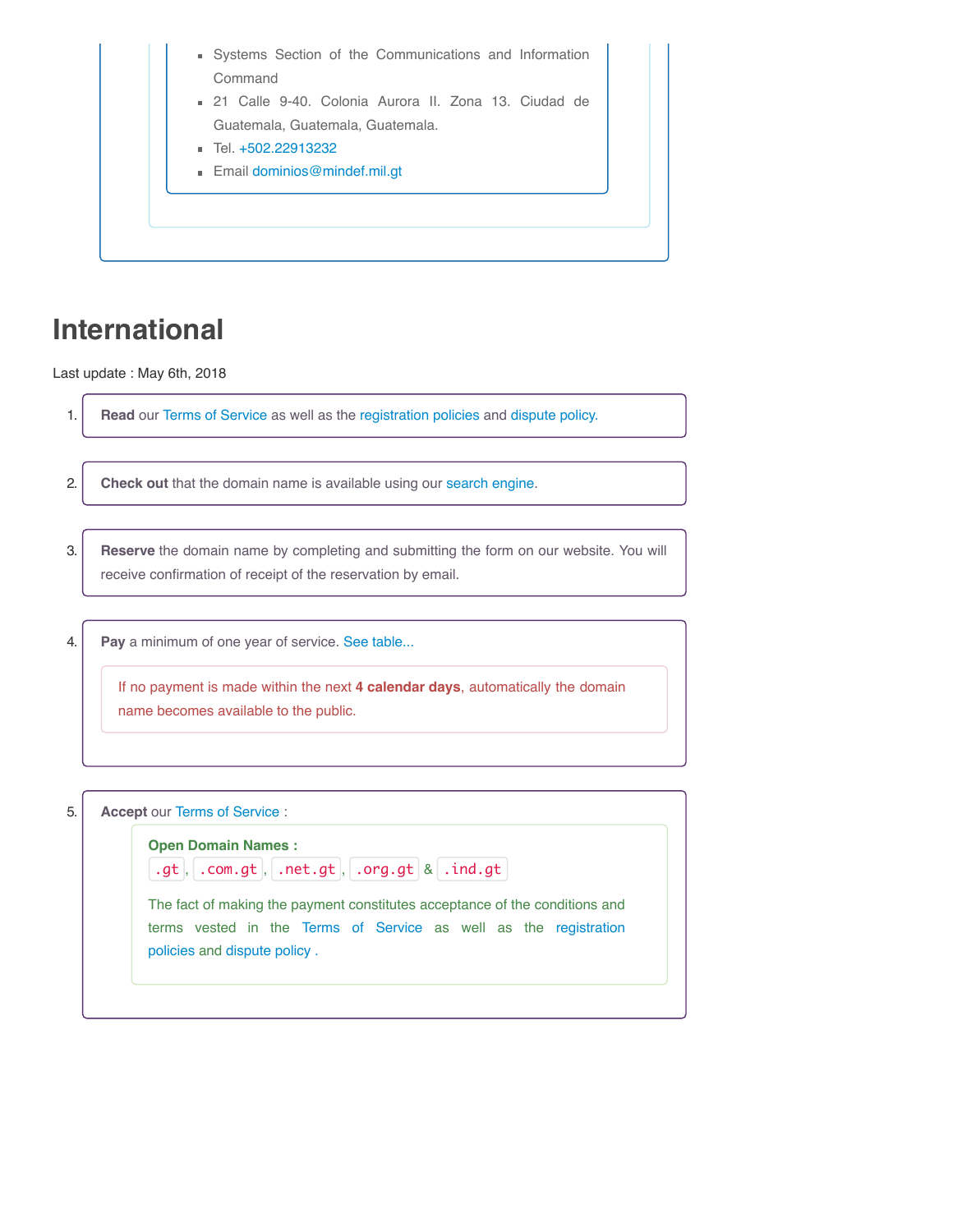- Systems Section of the Communications and Information Command
- 21 Calle 9-40. Colonia Aurora II. Zona 13. Ciudad de Guatemala, Guatemala, Guatemala.
- Tel. +502.22913232
- Email dominios@mindef.mil.gt

# International

Last update : May 6th, 2018

1. **Read** our Terms of Service as well as the registration policies and dispute policy.

2. **Check out** that the domain name is available using our search engine.

3. **Reserve** the domain name by completing and submitting the form on our website. You will receive confirmation of receipt of the reservation by email.

4. **Pay** a minimum of one year of service. See table...

   If no payment is made within the next **4 calendar days**, automatically the domain name becomes available to the public.

5. **Accept** our Terms of Service :

   **Open Domain Names :**
   `.gt`, `.com.gt`, `.net.gt`, `.org.gt` & `.ind.gt`

   The fact of making the payment constitutes acceptance of the conditions and terms vested in the Terms of Service as well as the registration policies and dispute policy .